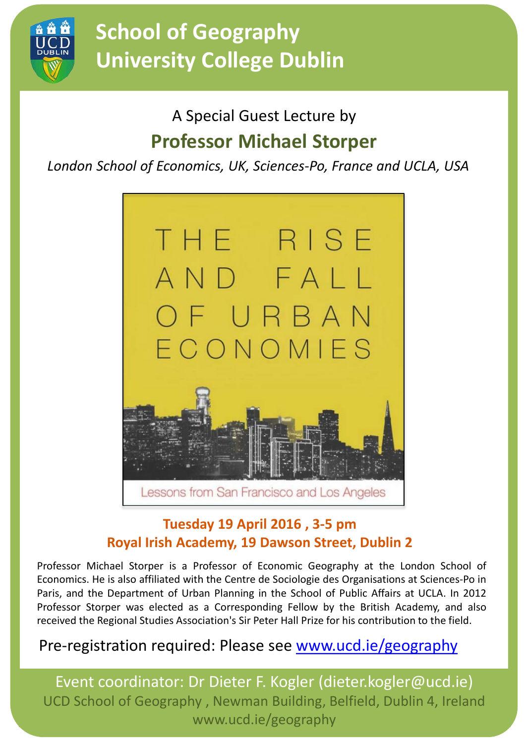# School of Geography
# University College Dublin

A Special Guest Lecture by

## Professor Michael Storper

*London School of Economics, UK, Sciences-Po, France and UCLA, USA*

THE RISE AND FALL OF URBAN ECONOMIES

Lessons from San Francisco and Los Angeles

**Tuesday 19 April 2016 , 3-5 pm**
**Royal Irish Academy, 19 Dawson Street, Dublin 2**

Professor Michael Storper is a Professor of Economic Geography at the London School of Economics. He is also affiliated with the Centre de Sociologie des Organisations at Sciences-Po in Paris, and the Department of Urban Planning in the School of Public Affairs at UCLA. In 2012 Professor Storper was elected as a Corresponding Fellow by the British Academy, and also received the Regional Studies Association's Sir Peter Hall Prize for his contribution to the field.

Pre-registration required: Please see [www.ucd.ie/geography](http://www.ucd.ie/geography)

Event coordinator: Dr Dieter F. Kogler (dieter.kogler@ucd.ie)
UCD School of Geography , Newman Building, Belfield, Dublin 4, Ireland
www.ucd.ie/geography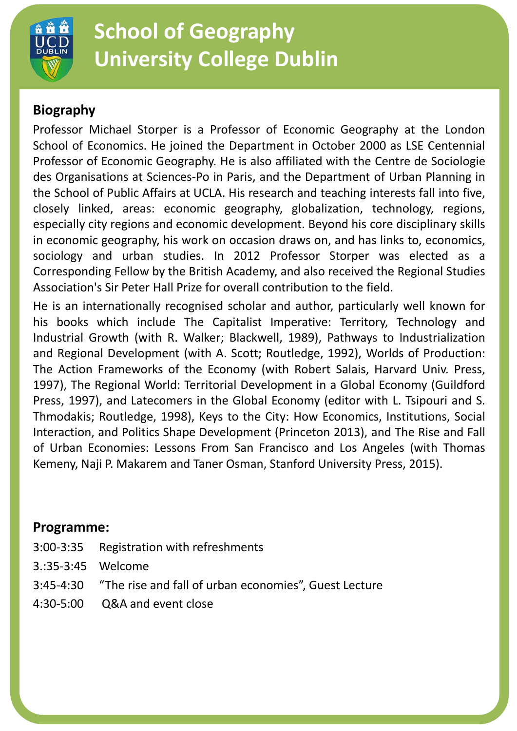# School of Geography
# University College Dublin

## Biography

Professor Michael Storper is a Professor of Economic Geography at the London School of Economics. He joined the Department in October 2000 as LSE Centennial Professor of Economic Geography. He is also affiliated with the Centre de Sociologie des Organisations at Sciences-Po in Paris, and the Department of Urban Planning in the School of Public Affairs at UCLA. His research and teaching interests fall into five, closely linked, areas: economic geography, globalization, technology, regions, especially city regions and economic development. Beyond his core disciplinary skills in economic geography, his work on occasion draws on, and has links to, economics, sociology and urban studies. In 2012 Professor Storper was elected as a Corresponding Fellow by the British Academy, and also received the Regional Studies Association's Sir Peter Hall Prize for overall contribution to the field.

He is an internationally recognised scholar and author, particularly well known for his books which include The Capitalist Imperative: Territory, Technology and Industrial Growth (with R. Walker; Blackwell, 1989), Pathways to Industrialization and Regional Development (with A. Scott; Routledge, 1992), Worlds of Production: The Action Frameworks of the Economy (with Robert Salais, Harvard Univ. Press, 1997), The Regional World: Territorial Development in a Global Economy (Guildford Press, 1997), and Latecomers in the Global Economy (editor with L. Tsipouri and S. Thmodakis; Routledge, 1998), Keys to the City: How Economics, Institutions, Social Interaction, and Politics Shape Development (Princeton 2013), and The Rise and Fall of Urban Economies: Lessons From San Francisco and Los Angeles (with Thomas Kemeny, Naji P. Makarem and Taner Osman, Stanford University Press, 2015).

## Programme:

3:00-3:35 Registration with refreshments

3.:35-3:45 Welcome

3:45-4:30 "The rise and fall of urban economies", Guest Lecture

4:30-5:00 Q&A and event close